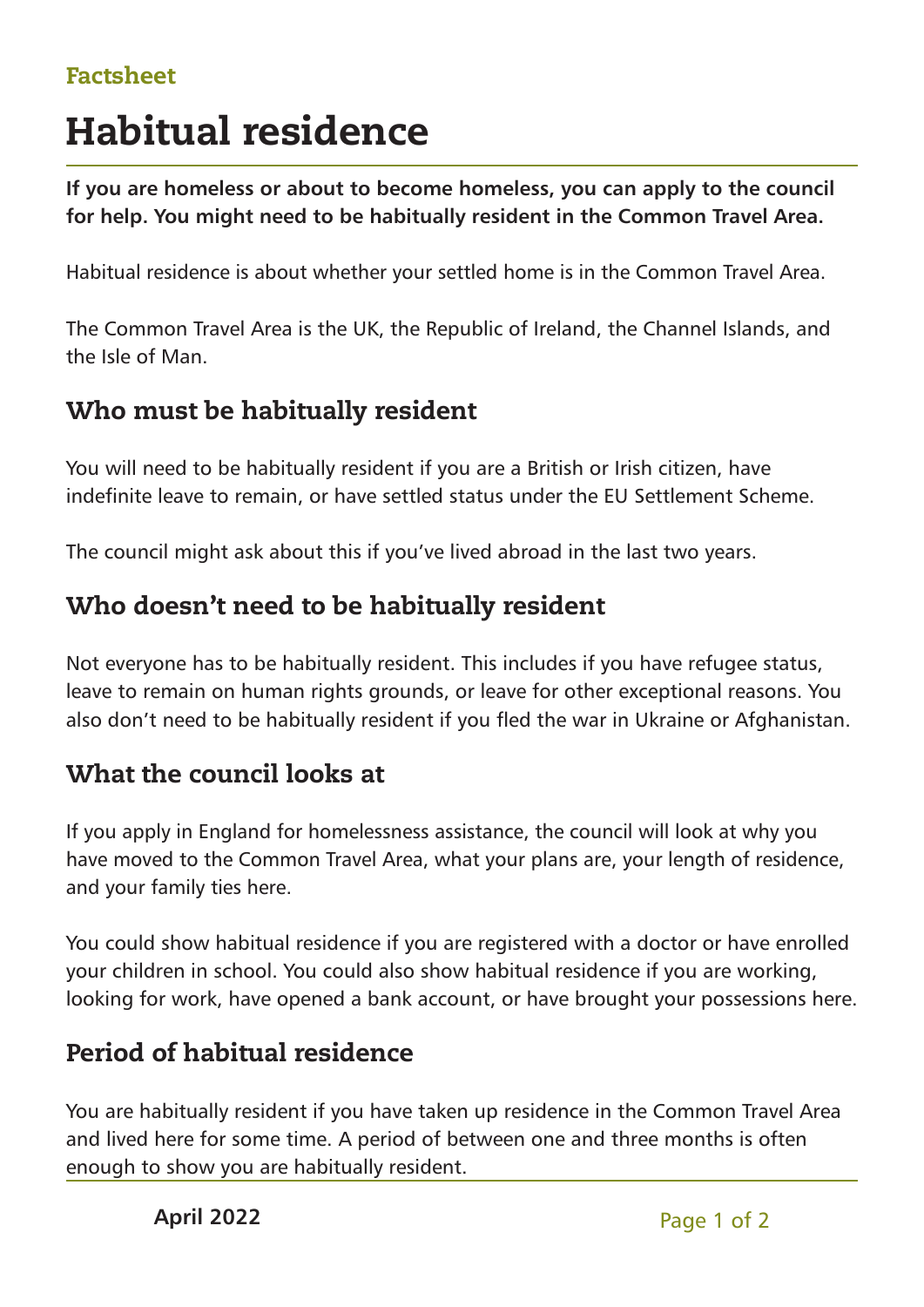Factsheet

# Habitual residence

**If you are homeless or about to become homeless, you can apply to the council for help. You might need to be habitually resident in the Common Travel Area.**

Habitual residence is about whether your settled home is in the Common Travel Area.

The Common Travel Area is the UK, the Republic of Ireland, the Channel Islands, and the Isle of Man.

## Who must be habitually resident

You will need to be habitually resident if you are a British or Irish citizen, have indefinite leave to remain, or have settled status under the EU Settlement Scheme.

The council might ask about this if you've lived abroad in the last two years.

## Who doesn't need to be habitually resident

Not everyone has to be habitually resident. This includes if you have refugee status, leave to remain on human rights grounds, or leave for other exceptional reasons. You also don't need to be habitually resident if you fled the war in Ukraine or Afghanistan.

## What the council looks at

If you apply in England for homelessness assistance, the council will look at why you have moved to the Common Travel Area, what your plans are, your length of residence, and your family ties here.

You could show habitual residence if you are registered with a doctor or have enrolled your children in school. You could also show habitual residence if you are working, looking for work, have opened a bank account, or have brought your possessions here.

## Period of habitual residence

You are habitually resident if you have taken up residence in the Common Travel Area and lived here for some time. A period of between one and three months is often enough to show you are habitually resident.

April 2022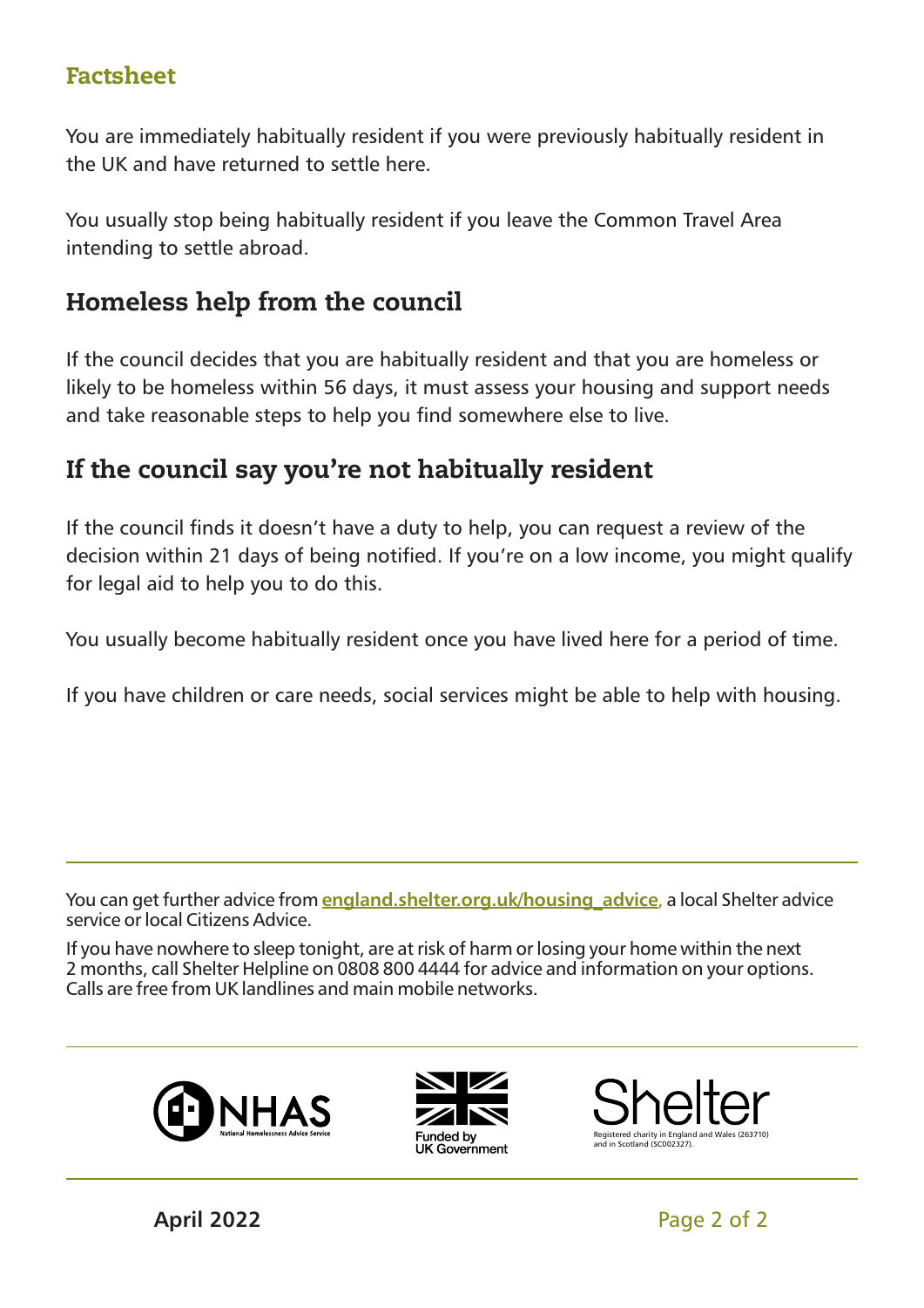You are immediately habitually resident if you were previously habitually resident in the UK and have returned to settle here.

You usually stop being habitually resident if you leave the Common Travel Area intending to settle abroad.

## Homeless help from the council

If the council decides that you are habitually resident and that you are homeless or likely to be homeless within 56 days, it must assess your housing and support needs and take reasonable steps to help you find somewhere else to live.

## If the council say you're not habitually resident

If the council finds it doesn't have a duty to help, you can request a review of the decision within 21 days of being notified. If you're on a low income, you might qualify for legal aid to help you to do this.

You usually become habitually resident once you have lived here for a period of time.

If you have children or care needs, social services might be able to help with housing.

---

You can get further advice from **england.shelter.org.uk/housing_advice**, a local Shelter advice service or local Citizens Advice.

If you have nowhere to sleep tonight, are at risk of harm or losing your home within the next 2 months, call Shelter Helpline on 0808 800 4444 for advice and information on your options. Calls are free from UK landlines and main mobile networks.

NHAS National Homelessness Advice Service

Funded by UK Government

Shelter
Registered charity in England and Wales (263710) and in Scotland (SC002327).

**April 2022**